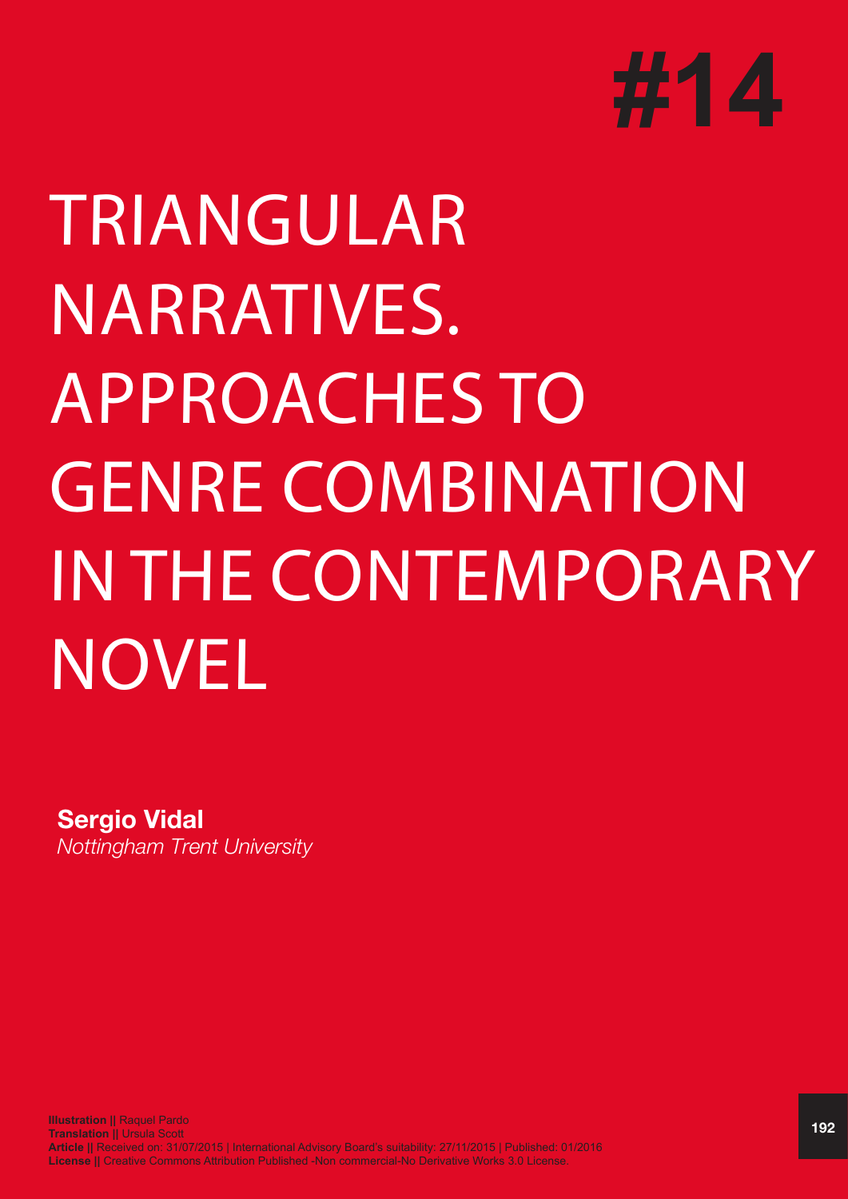#14

# TRIANGULAR NARRATIVES. APPROACHES TO GENRE COMBINATION IN THE CONTEMPORARY NOVEL

**Sergio Vidal**
*Nottingham Trent University*

**Illustration ||** Raquel Pardo
**Translation ||** Ursula Scott
**Article ||** Received on: 31/07/2015 | International Advisory Board's suitability: 27/11/2015 | Published: 01/2016
**License ||** Creative Commons Attribution Published -Non commercial-No Derivative Works 3.0 License.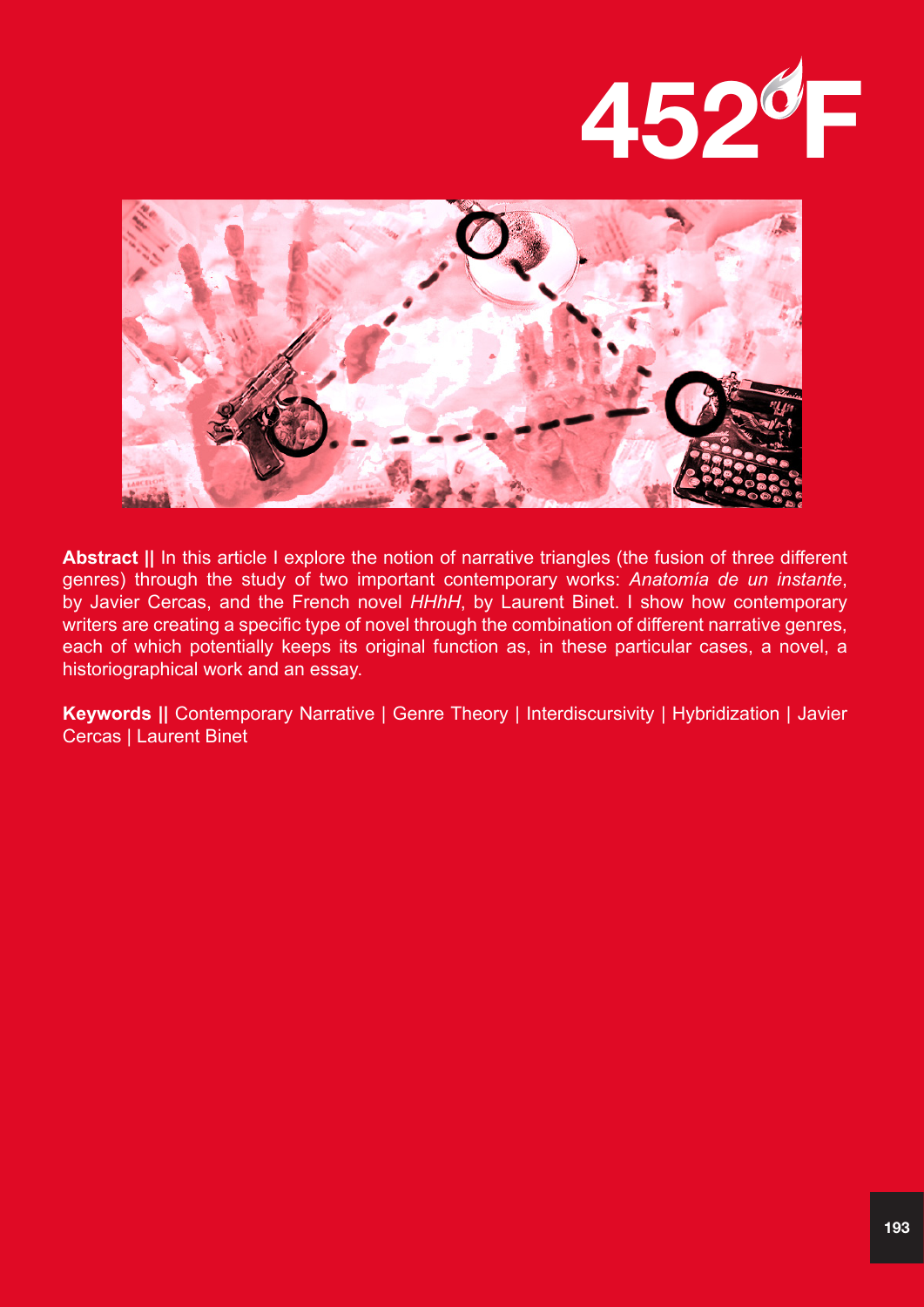**Abstract ||** In this article I explore the notion of narrative triangles (the fusion of three different genres) through the study of two important contemporary works: *Anatomía de un instante*, by Javier Cercas, and the French novel *HHhH*, by Laurent Binet. I show how contemporary writers are creating a specific type of novel through the combination of different narrative genres, each of which potentially keeps its original function as, in these particular cases, a novel, a historiographical work and an essay.

**Keywords ||** Contemporary Narrative | Genre Theory | Interdiscursivity | Hybridization | Javier Cercas | Laurent Binet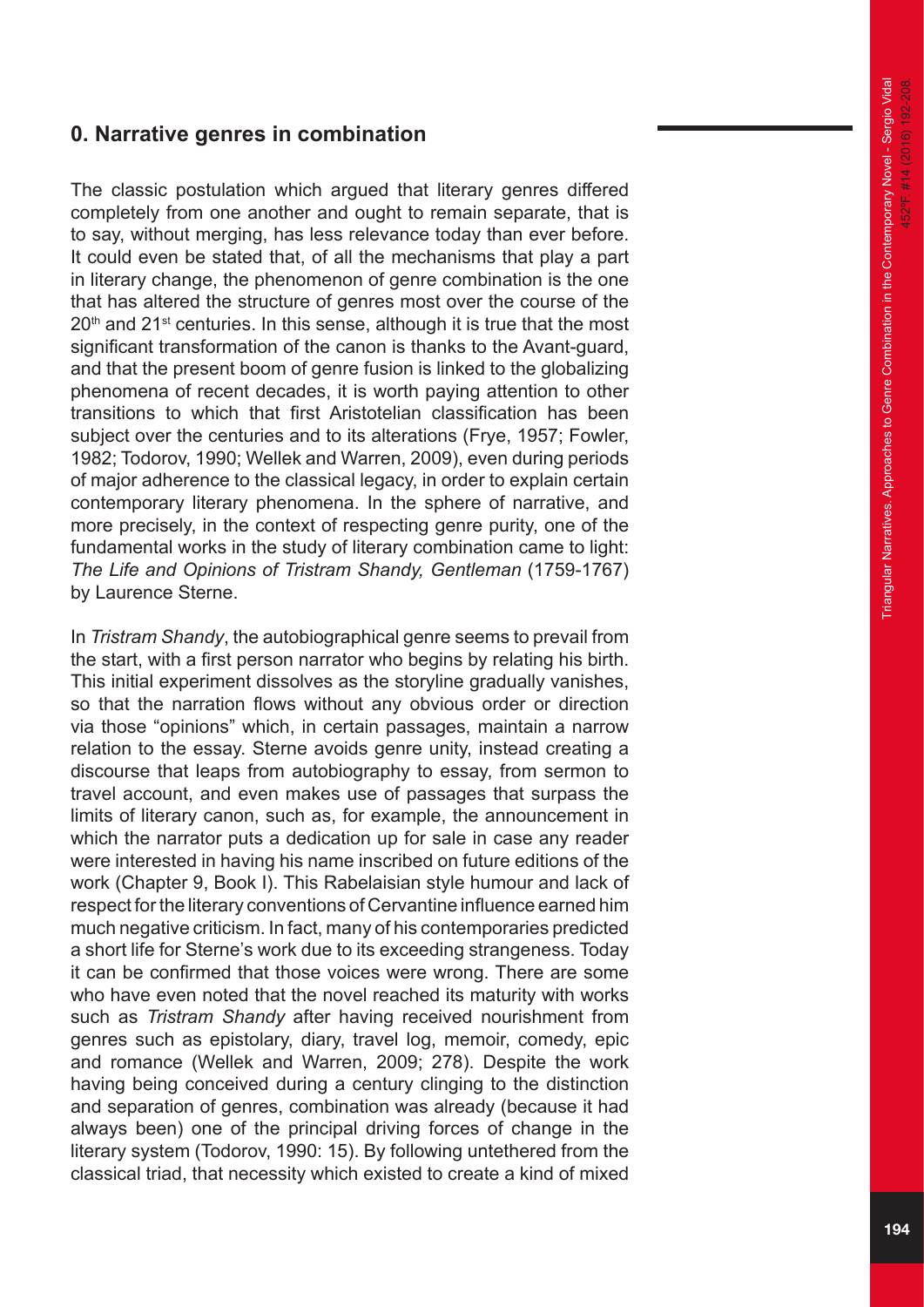## 0. Narrative genres in combination

The classic postulation which argued that literary genres differed completely from one another and ought to remain separate, that is to say, without merging, has less relevance today than ever before. It could even be stated that, of all the mechanisms that play a part in literary change, the phenomenon of genre combination is the one that has altered the structure of genres most over the course of the 20th and 21st centuries. In this sense, although it is true that the most significant transformation of the canon is thanks to the Avant-guard, and that the present boom of genre fusion is linked to the globalizing phenomena of recent decades, it is worth paying attention to other transitions to which that first Aristotelian classification has been subject over the centuries and to its alterations (Frye, 1957; Fowler, 1982; Todorov, 1990; Wellek and Warren, 2009), even during periods of major adherence to the classical legacy, in order to explain certain contemporary literary phenomena. In the sphere of narrative, and more precisely, in the context of respecting genre purity, one of the fundamental works in the study of literary combination came to light: *The Life and Opinions of Tristram Shandy, Gentleman* (1759-1767) by Laurence Sterne.

In *Tristram Shandy*, the autobiographical genre seems to prevail from the start, with a first person narrator who begins by relating his birth. This initial experiment dissolves as the storyline gradually vanishes, so that the narration flows without any obvious order or direction via those "opinions" which, in certain passages, maintain a narrow relation to the essay. Sterne avoids genre unity, instead creating a discourse that leaps from autobiography to essay, from sermon to travel account, and even makes use of passages that surpass the limits of literary canon, such as, for example, the announcement in which the narrator puts a dedication up for sale in case any reader were interested in having his name inscribed on future editions of the work (Chapter 9, Book I). This Rabelaisian style humour and lack of respect for the literary conventions of Cervantine influence earned him much negative criticism. In fact, many of his contemporaries predicted a short life for Sterne's work due to its exceeding strangeness. Today it can be confirmed that those voices were wrong. There are some who have even noted that the novel reached its maturity with works such as *Tristram Shandy* after having received nourishment from genres such as epistolary, diary, travel log, memoir, comedy, epic and romance (Wellek and Warren, 2009; 278). Despite the work having being conceived during a century clinging to the distinction and separation of genres, combination was already (because it had always been) one of the principal driving forces of change in the literary system (Todorov, 1990: 15). By following untethered from the classical triad, that necessity which existed to create a kind of mixed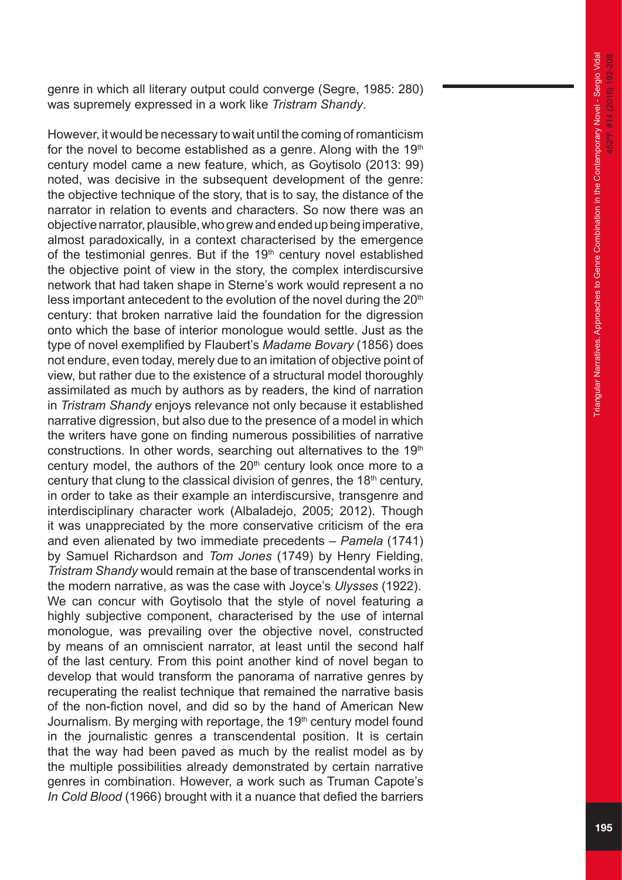genre in which all literary output could converge (Segre, 1985: 280) was supremely expressed in a work like *Tristram Shandy*.

However, it would be necessary to wait until the coming of romanticism for the novel to become established as a genre. Along with the 19th century model came a new feature, which, as Goytisolo (2013: 99) noted, was decisive in the subsequent development of the genre: the objective technique of the story, that is to say, the distance of the narrator in relation to events and characters. So now there was an objective narrator, plausible, who grew and ended up being imperative, almost paradoxically, in a context characterised by the emergence of the testimonial genres. But if the 19th century novel established the objective point of view in the story, the complex interdiscursive network that had taken shape in Sterne's work would represent a no less important antecedent to the evolution of the novel during the 20th century: that broken narrative laid the foundation for the digression onto which the base of interior monologue would settle. Just as the type of novel exemplified by Flaubert's *Madame Bovary* (1856) does not endure, even today, merely due to an imitation of objective point of view, but rather due to the existence of a structural model thoroughly assimilated as much by authors as by readers, the kind of narration in *Tristram Shandy* enjoys relevance not only because it established narrative digression, but also due to the presence of a model in which the writers have gone on finding numerous possibilities of narrative constructions. In other words, searching out alternatives to the 19th century model, the authors of the 20th century look once more to a century that clung to the classical division of genres, the 18th century, in order to take as their example an interdiscursive, transgenre and interdisciplinary character work (Albaladejo, 2005; 2012). Though it was unappreciated by the more conservative criticism of the era and even alienated by two immediate precedents – *Pamela* (1741) by Samuel Richardson and *Tom Jones* (1749) by Henry Fielding, *Tristram Shandy* would remain at the base of transcendental works in the modern narrative, as was the case with Joyce's *Ulysses* (1922). We can concur with Goytisolo that the style of novel featuring a highly subjective component, characterised by the use of internal monologue, was prevailing over the objective novel, constructed by means of an omniscient narrator, at least until the second half of the last century. From this point another kind of novel began to develop that would transform the panorama of narrative genres by recuperating the realist technique that remained the narrative basis of the non-fiction novel, and did so by the hand of American New Journalism. By merging with reportage, the 19th century model found in the journalistic genres a transcendental position. It is certain that the way had been paved as much by the realist model as by the multiple possibilities already demonstrated by certain narrative genres in combination. However, a work such as Truman Capote's *In Cold Blood* (1966) brought with it a nuance that defied the barriers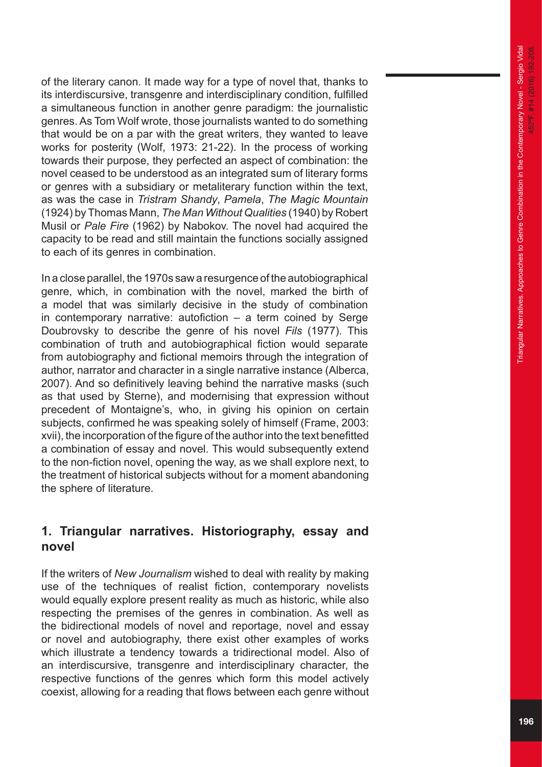of the literary canon. It made way for a type of novel that, thanks to its interdiscursive, transgenre and interdisciplinary condition, fulfilled a simultaneous function in another genre paradigm: the journalistic genres. As Tom Wolf wrote, those journalists wanted to do something that would be on a par with the great writers, they wanted to leave works for posterity (Wolf, 1973: 21-22). In the process of working towards their purpose, they perfected an aspect of combination: the novel ceased to be understood as an integrated sum of literary forms or genres with a subsidiary or metaliterary function within the text, as was the case in *Tristram Shandy*, *Pamela*, *The Magic Mountain* (1924) by Thomas Mann, *The Man Without Qualities* (1940) by Robert Musil or *Pale Fire* (1962) by Nabokov. The novel had acquired the capacity to be read and still maintain the functions socially assigned to each of its genres in combination.

In a close parallel, the 1970s saw a resurgence of the autobiographical genre, which, in combination with the novel, marked the birth of a model that was similarly decisive in the study of combination in contemporary narrative: autofiction – a term coined by Serge Doubrovsky to describe the genre of his novel *Fils* (1977). This combination of truth and autobiographical fiction would separate from autobiography and fictional memoirs through the integration of author, narrator and character in a single narrative instance (Alberca, 2007). And so definitively leaving behind the narrative masks (such as that used by Sterne), and modernising that expression without precedent of Montaigne's, who, in giving his opinion on certain subjects, confirmed he was speaking solely of himself (Frame, 2003: xvii), the incorporation of the figure of the author into the text benefitted a combination of essay and novel. This would subsequently extend to the non-fiction novel, opening the way, as we shall explore next, to the treatment of historical subjects without for a moment abandoning the sphere of literature.

## 1. Triangular narratives. Historiography, essay and novel

If the writers of *New Journalism* wished to deal with reality by making use of the techniques of realist fiction, contemporary novelists would equally explore present reality as much as historic, while also respecting the premises of the genres in combination. As well as the bidirectional models of novel and reportage, novel and essay or novel and autobiography, there exist other examples of works which illustrate a tendency towards a tridirectional model. Also of an interdiscursive, transgenre and interdisciplinary character, the respective functions of the genres which form this model actively coexist, allowing for a reading that flows between each genre without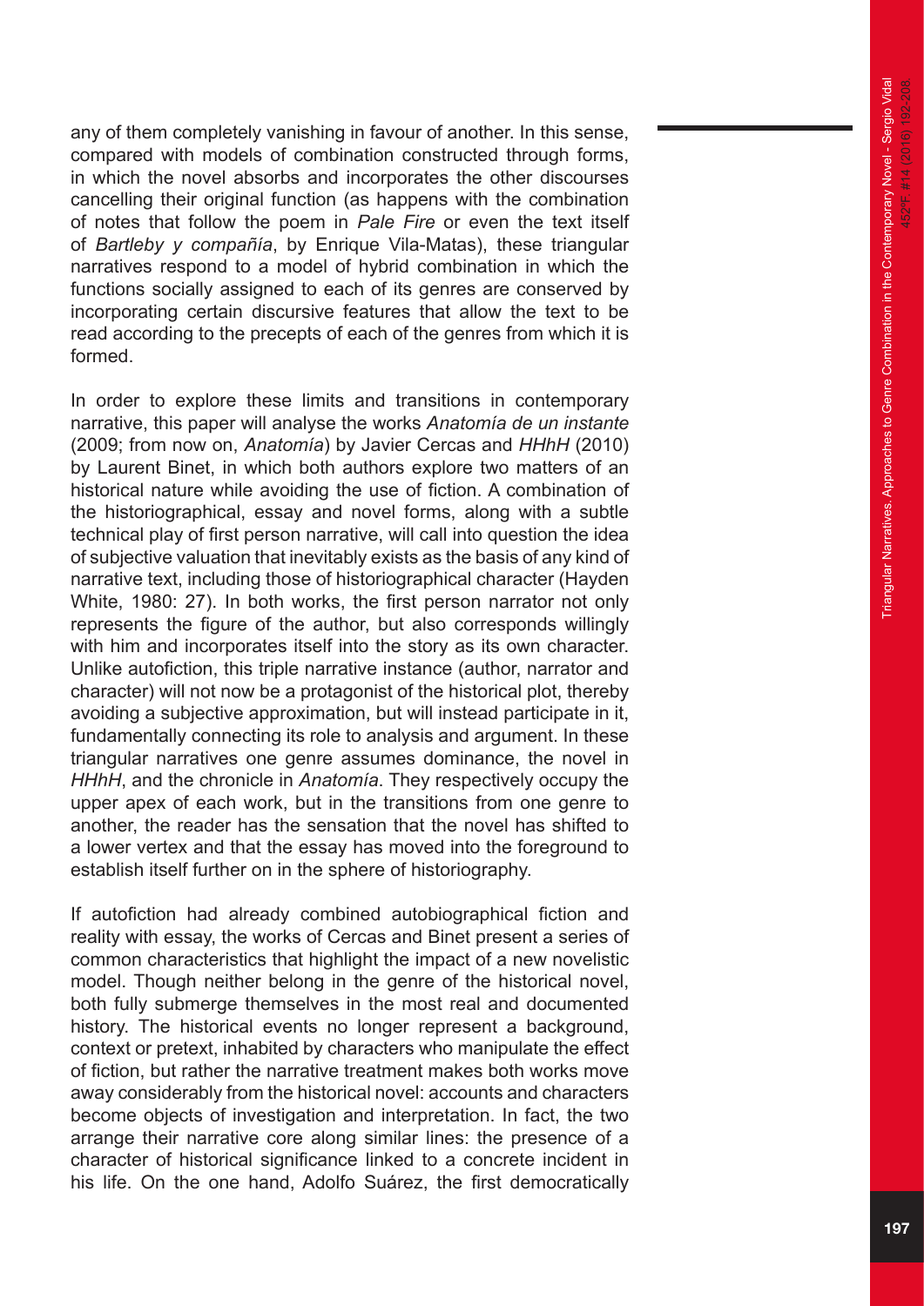any of them completely vanishing in favour of another. In this sense, compared with models of combination constructed through forms, in which the novel absorbs and incorporates the other discourses cancelling their original function (as happens with the combination of notes that follow the poem in *Pale Fire* or even the text itself of *Bartleby y compañía*, by Enrique Vila-Matas), these triangular narratives respond to a model of hybrid combination in which the functions socially assigned to each of its genres are conserved by incorporating certain discursive features that allow the text to be read according to the precepts of each of the genres from which it is formed.

In order to explore these limits and transitions in contemporary narrative, this paper will analyse the works *Anatomía de un instante* (2009; from now on, *Anatomía*) by Javier Cercas and *HHhH* (2010) by Laurent Binet, in which both authors explore two matters of an historical nature while avoiding the use of fiction. A combination of the historiographical, essay and novel forms, along with a subtle technical play of first person narrative, will call into question the idea of subjective valuation that inevitably exists as the basis of any kind of narrative text, including those of historiographical character (Hayden White, 1980: 27). In both works, the first person narrator not only represents the figure of the author, but also corresponds willingly with him and incorporates itself into the story as its own character. Unlike autofiction, this triple narrative instance (author, narrator and character) will not now be a protagonist of the historical plot, thereby avoiding a subjective approximation, but will instead participate in it, fundamentally connecting its role to analysis and argument. In these triangular narratives one genre assumes dominance, the novel in *HHhH*, and the chronicle in *Anatomía*. They respectively occupy the upper apex of each work, but in the transitions from one genre to another, the reader has the sensation that the novel has shifted to a lower vertex and that the essay has moved into the foreground to establish itself further on in the sphere of historiography.

If autofiction had already combined autobiographical fiction and reality with essay, the works of Cercas and Binet present a series of common characteristics that highlight the impact of a new novelistic model. Though neither belong in the genre of the historical novel, both fully submerge themselves in the most real and documented history. The historical events no longer represent a background, context or pretext, inhabited by characters who manipulate the effect of fiction, but rather the narrative treatment makes both works move away considerably from the historical novel: accounts and characters become objects of investigation and interpretation. In fact, the two arrange their narrative core along similar lines: the presence of a character of historical significance linked to a concrete incident in his life. On the one hand, Adolfo Suárez, the first democratically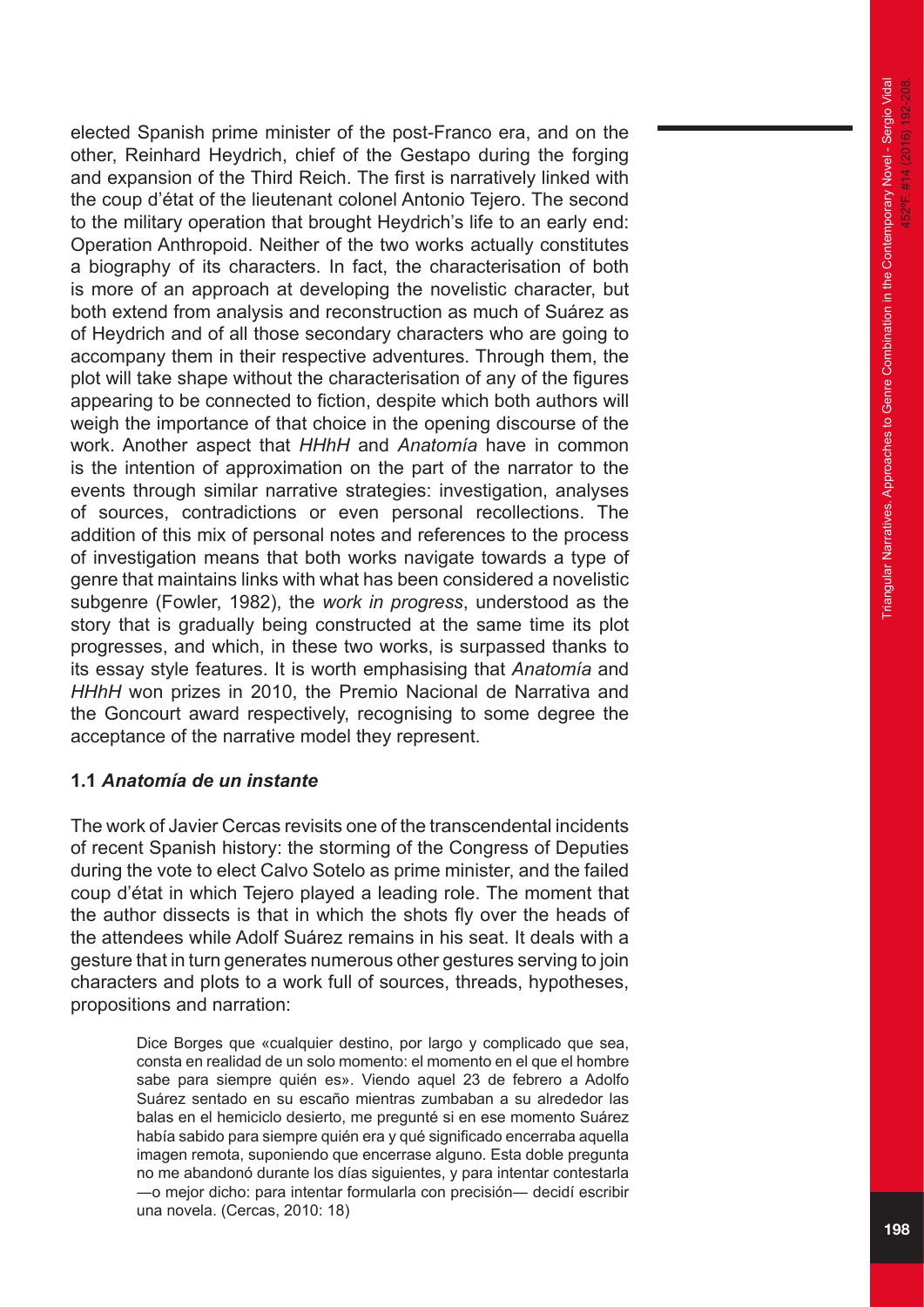elected Spanish prime minister of the post-Franco era, and on the other, Reinhard Heydrich, chief of the Gestapo during the forging and expansion of the Third Reich. The first is narratively linked with the coup d'état of the lieutenant colonel Antonio Tejero. The second to the military operation that brought Heydrich's life to an early end: Operation Anthropoid. Neither of the two works actually constitutes a biography of its characters. In fact, the characterisation of both is more of an approach at developing the novelistic character, but both extend from analysis and reconstruction as much of Suárez as of Heydrich and of all those secondary characters who are going to accompany them in their respective adventures. Through them, the plot will take shape without the characterisation of any of the figures appearing to be connected to fiction, despite which both authors will weigh the importance of that choice in the opening discourse of the work. Another aspect that *HHhH* and *Anatomía* have in common is the intention of approximation on the part of the narrator to the events through similar narrative strategies: investigation, analyses of sources, contradictions or even personal recollections. The addition of this mix of personal notes and references to the process of investigation means that both works navigate towards a type of genre that maintains links with what has been considered a novelistic subgenre (Fowler, 1982), the *work in progress*, understood as the story that is gradually being constructed at the same time its plot progresses, and which, in these two works, is surpassed thanks to its essay style features. It is worth emphasising that *Anatomía* and *HHhH* won prizes in 2010, the Premio Nacional de Narrativa and the Goncourt award respectively, recognising to some degree the acceptance of the narrative model they represent.

### 1.1 *Anatomía de un instante*

The work of Javier Cercas revisits one of the transcendental incidents of recent Spanish history: the storming of the Congress of Deputies during the vote to elect Calvo Sotelo as prime minister, and the failed coup d'état in which Tejero played a leading role. The moment that the author dissects is that in which the shots fly over the heads of the attendees while Adolf Suárez remains in his seat. It deals with a gesture that in turn generates numerous other gestures serving to join characters and plots to a work full of sources, threads, hypotheses, propositions and narration:

> Dice Borges que «cualquier destino, por largo y complicado que sea, consta en realidad de un solo momento: el momento en el que el hombre sabe para siempre quién es». Viendo aquel 23 de febrero a Adolfo Suárez sentado en su escaño mientras zumbaban a su alrededor las balas en el hemiciclo desierto, me pregunté si en ese momento Suárez había sabido para siempre quién era y qué significado encerraba aquella imagen remota, suponiendo que encerrase alguno. Esta doble pregunta no me abandonó durante los días siguientes, y para intentar contestarla —o mejor dicho: para intentar formularla con precisión— decidí escribir una novela. (Cercas, 2010: 18)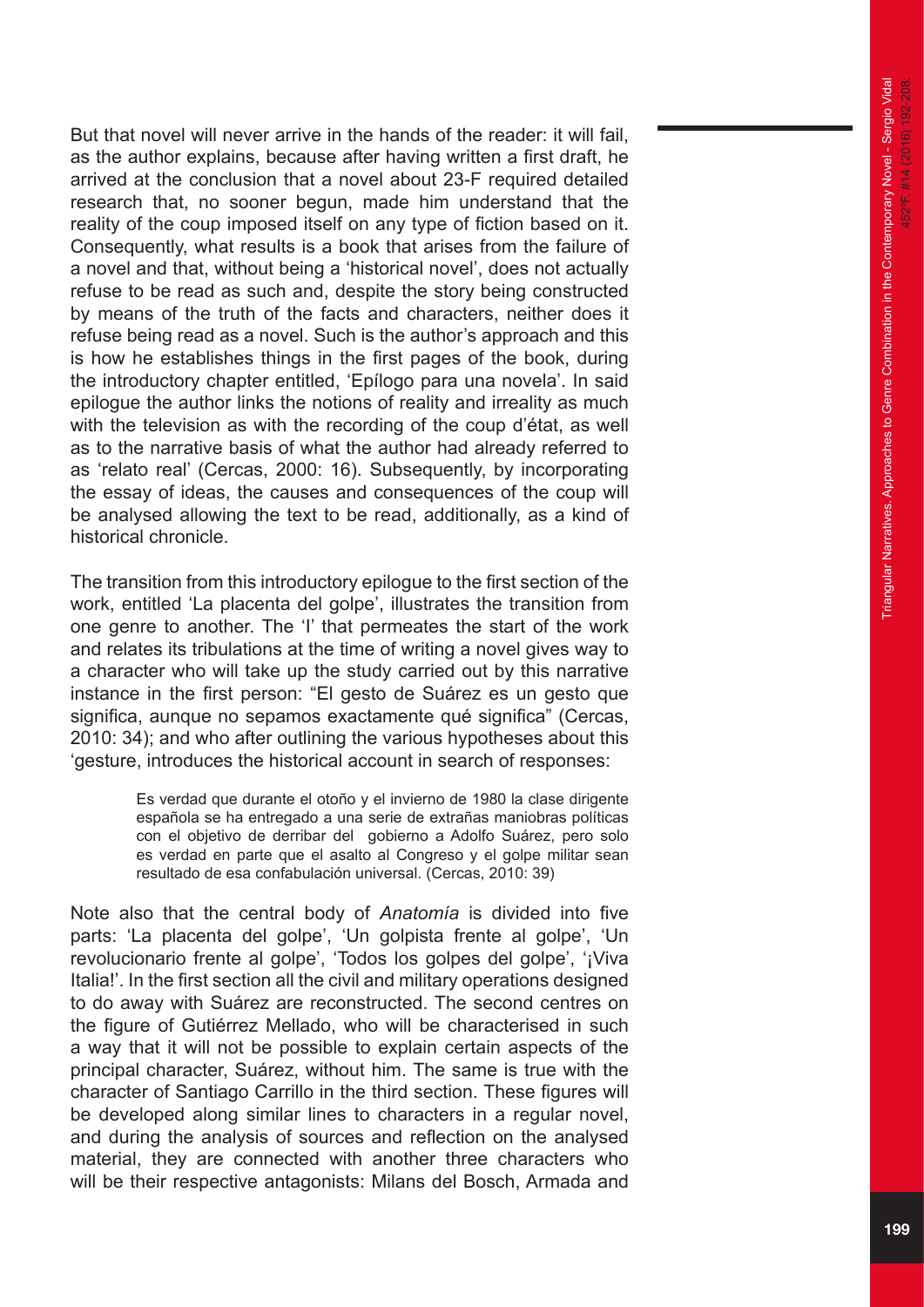But that novel will never arrive in the hands of the reader: it will fail, as the author explains, because after having written a first draft, he arrived at the conclusion that a novel about 23-F required detailed research that, no sooner begun, made him understand that the reality of the coup imposed itself on any type of fiction based on it. Consequently, what results is a book that arises from the failure of a novel and that, without being a 'historical novel', does not actually refuse to be read as such and, despite the story being constructed by means of the truth of the facts and characters, neither does it refuse being read as a novel. Such is the author's approach and this is how he establishes things in the first pages of the book, during the introductory chapter entitled, 'Epílogo para una novela'. In said epilogue the author links the notions of reality and irreality as much with the television as with the recording of the coup d'état, as well as to the narrative basis of what the author had already referred to as 'relato real' (Cercas, 2000: 16). Subsequently, by incorporating the essay of ideas, the causes and consequences of the coup will be analysed allowing the text to be read, additionally, as a kind of historical chronicle.

The transition from this introductory epilogue to the first section of the work, entitled 'La placenta del golpe', illustrates the transition from one genre to another. The 'I' that permeates the start of the work and relates its tribulations at the time of writing a novel gives way to a character who will take up the study carried out by this narrative instance in the first person: "El gesto de Suárez es un gesto que significa, aunque no sepamos exactamente qué significa" (Cercas, 2010: 34); and who after outlining the various hypotheses about this 'gesture, introduces the historical account in search of responses:

> Es verdad que durante el otoño y el invierno de 1980 la clase dirigente española se ha entregado a una serie de extrañas maniobras políticas con el objetivo de derribar del gobierno a Adolfo Suárez, pero solo es verdad en parte que el asalto al Congreso y el golpe militar sean resultado de esa confabulación universal. (Cercas, 2010: 39)

Note also that the central body of *Anatomía* is divided into five parts: 'La placenta del golpe', 'Un golpista frente al golpe', 'Un revolucionario frente al golpe', 'Todos los golpes del golpe', '¡Viva Italia!'. In the first section all the civil and military operations designed to do away with Suárez are reconstructed. The second centres on the figure of Gutiérrez Mellado, who will be characterised in such a way that it will not be possible to explain certain aspects of the principal character, Suárez, without him. The same is true with the character of Santiago Carrillo in the third section. These figures will be developed along similar lines to characters in a regular novel, and during the analysis of sources and reflection on the analysed material, they are connected with another three characters who will be their respective antagonists: Milans del Bosch, Armada and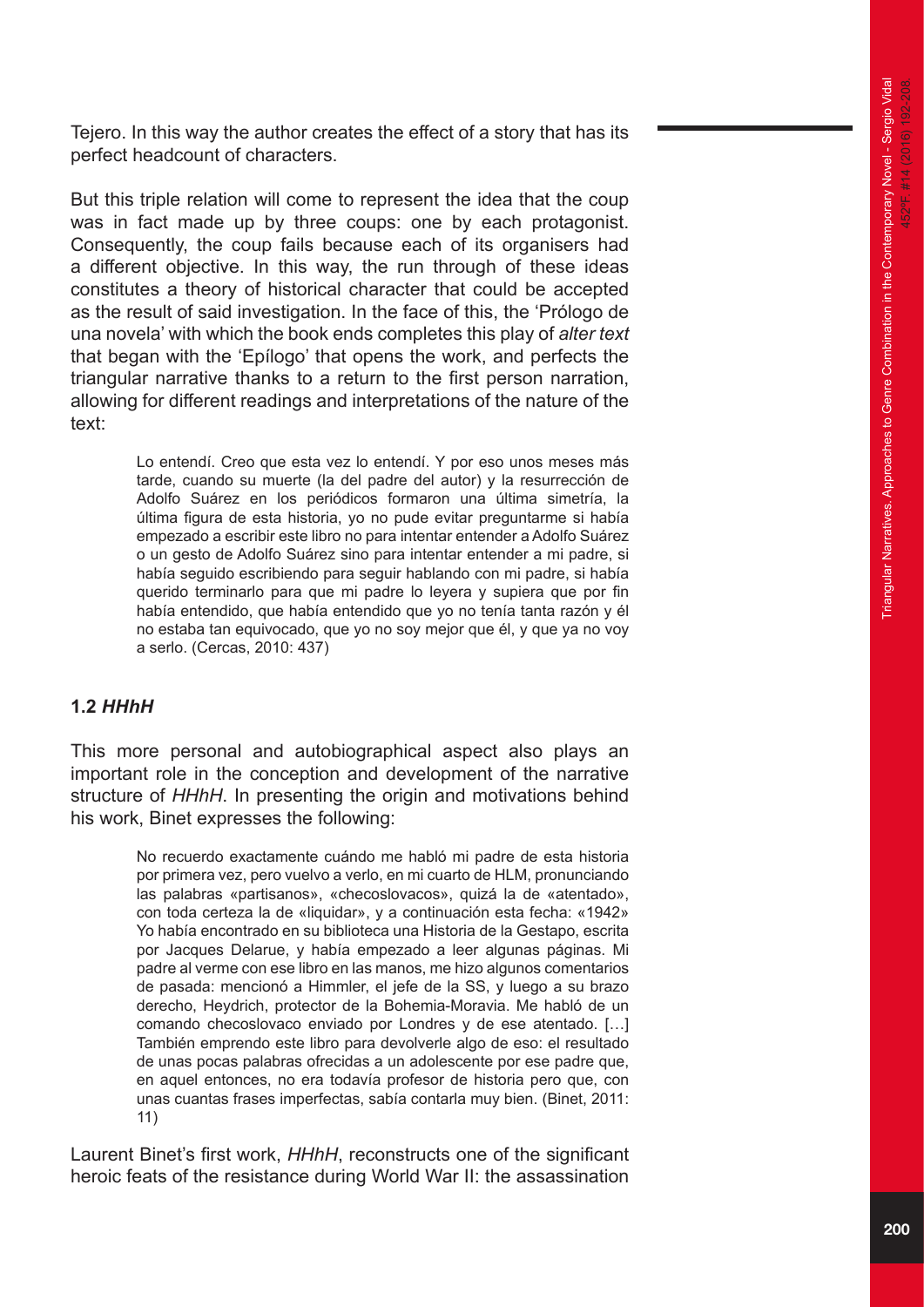Tejero. In this way the author creates the effect of a story that has its perfect headcount of characters.

But this triple relation will come to represent the idea that the coup was in fact made up by three coups: one by each protagonist. Consequently, the coup fails because each of its organisers had a different objective. In this way, the run through of these ideas constitutes a theory of historical character that could be accepted as the result of said investigation. In the face of this, the 'Prólogo de una novela' with which the book ends completes this play of *alter text* that began with the 'Epílogo' that opens the work, and perfects the triangular narrative thanks to a return to the first person narration, allowing for different readings and interpretations of the nature of the text:

> Lo entendí. Creo que esta vez lo entendí. Y por eso unos meses más tarde, cuando su muerte (la del padre del autor) y la resurrección de Adolfo Suárez en los periódicos formaron una última simetría, la última figura de esta historia, yo no pude evitar preguntarme si había empezado a escribir este libro no para intentar entender a Adolfo Suárez o un gesto de Adolfo Suárez sino para intentar entender a mi padre, si había seguido escribiendo para seguir hablando con mi padre, si había querido terminarlo para que mi padre lo leyera y supiera que por fin había entendido, que había entendido que yo no tenía tanta razón y él no estaba tan equivocado, que yo no soy mejor que él, y que ya no voy a serlo. (Cercas, 2010: 437)

### 1.2 *HHhH*

This more personal and autobiographical aspect also plays an important role in the conception and development of the narrative structure of *HHhH*. In presenting the origin and motivations behind his work, Binet expresses the following:

> No recuerdo exactamente cuándo me habló mi padre de esta historia por primera vez, pero vuelvo a verlo, en mi cuarto de HLM, pronunciando las palabras «partisanos», «checoslovacos», quizá la de «atentado», con toda certeza la de «liquidar», y a continuación esta fecha: «1942» Yo había encontrado en su biblioteca una Historia de la Gestapo, escrita por Jacques Delarue, y había empezado a leer algunas páginas. Mi padre al verme con ese libro en las manos, me hizo algunos comentarios de pasada: mencionó a Himmler, el jefe de la SS, y luego a su brazo derecho, Heydrich, protector de la Bohemia-Moravia. Me habló de un comando checoslovaco enviado por Londres y de ese atentado. […] También emprendo este libro para devolverle algo de eso: el resultado de unas pocas palabras ofrecidas a un adolescente por ese padre que, en aquel entonces, no era todavía profesor de historia pero que, con unas cuantas frases imperfectas, sabía contarla muy bien. (Binet, 2011: 11)

Laurent Binet's first work, *HHhH*, reconstructs one of the significant heroic feats of the resistance during World War II: the assassination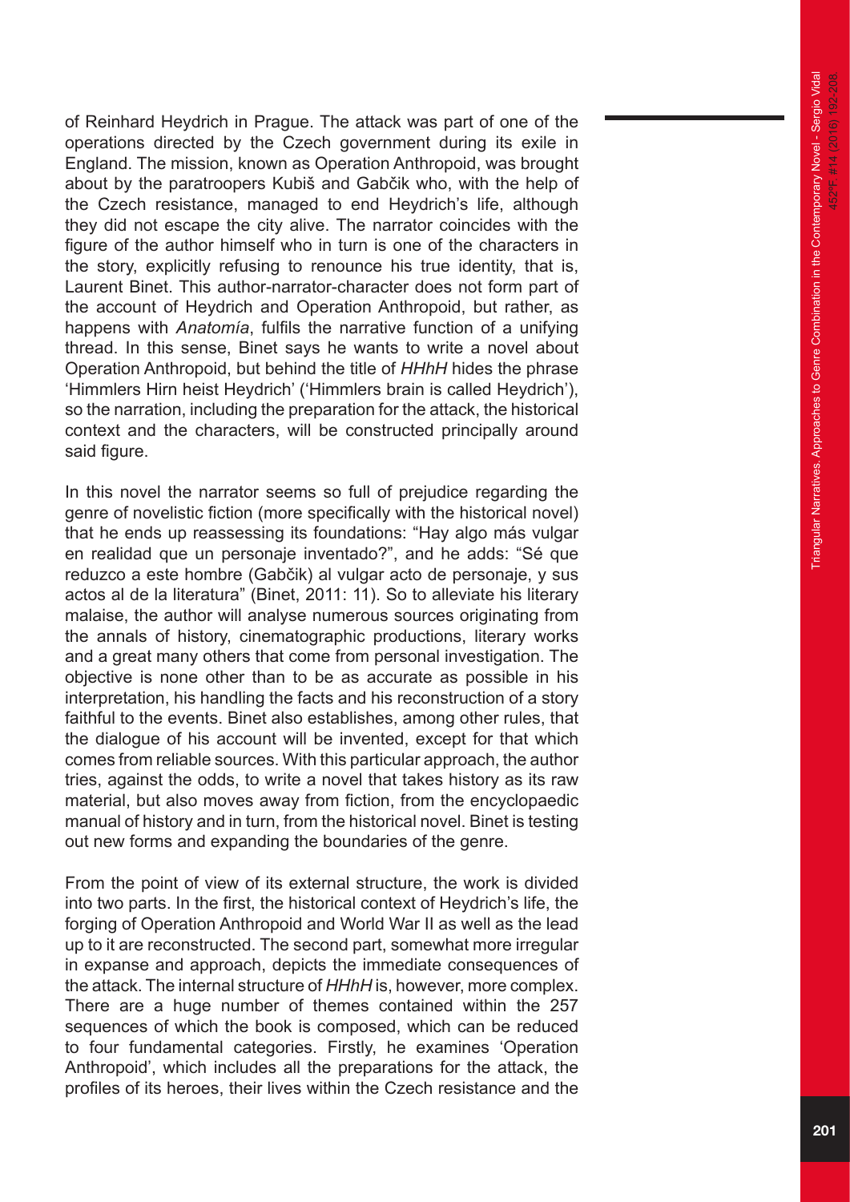of Reinhard Heydrich in Prague. The attack was part of one of the operations directed by the Czech government during its exile in England. The mission, known as Operation Anthropoid, was brought about by the paratroopers Kubiš and Gabčik who, with the help of the Czech resistance, managed to end Heydrich's life, although they did not escape the city alive. The narrator coincides with the figure of the author himself who in turn is one of the characters in the story, explicitly refusing to renounce his true identity, that is, Laurent Binet. This author-narrator-character does not form part of the account of Heydrich and Operation Anthropoid, but rather, as happens with *Anatomía*, fulfils the narrative function of a unifying thread. In this sense, Binet says he wants to write a novel about Operation Anthropoid, but behind the title of *HHhH* hides the phrase 'Himmlers Hirn heist Heydrich' ('Himmlers brain is called Heydrich'), so the narration, including the preparation for the attack, the historical context and the characters, will be constructed principally around said figure.

In this novel the narrator seems so full of prejudice regarding the genre of novelistic fiction (more specifically with the historical novel) that he ends up reassessing its foundations: "Hay algo más vulgar en realidad que un personaje inventado?", and he adds: "Sé que reduzco a este hombre (Gabčik) al vulgar acto de personaje, y sus actos al de la literatura" (Binet, 2011: 11). So to alleviate his literary malaise, the author will analyse numerous sources originating from the annals of history, cinematographic productions, literary works and a great many others that come from personal investigation. The objective is none other than to be as accurate as possible in his interpretation, his handling the facts and his reconstruction of a story faithful to the events. Binet also establishes, among other rules, that the dialogue of his account will be invented, except for that which comes from reliable sources. With this particular approach, the author tries, against the odds, to write a novel that takes history as its raw material, but also moves away from fiction, from the encyclopaedic manual of history and in turn, from the historical novel. Binet is testing out new forms and expanding the boundaries of the genre.

From the point of view of its external structure, the work is divided into two parts. In the first, the historical context of Heydrich's life, the forging of Operation Anthropoid and World War II as well as the lead up to it are reconstructed. The second part, somewhat more irregular in expanse and approach, depicts the immediate consequences of the attack. The internal structure of *HHhH* is, however, more complex. There are a huge number of themes contained within the 257 sequences of which the book is composed, which can be reduced to four fundamental categories. Firstly, he examines 'Operation Anthropoid', which includes all the preparations for the attack, the profiles of its heroes, their lives within the Czech resistance and the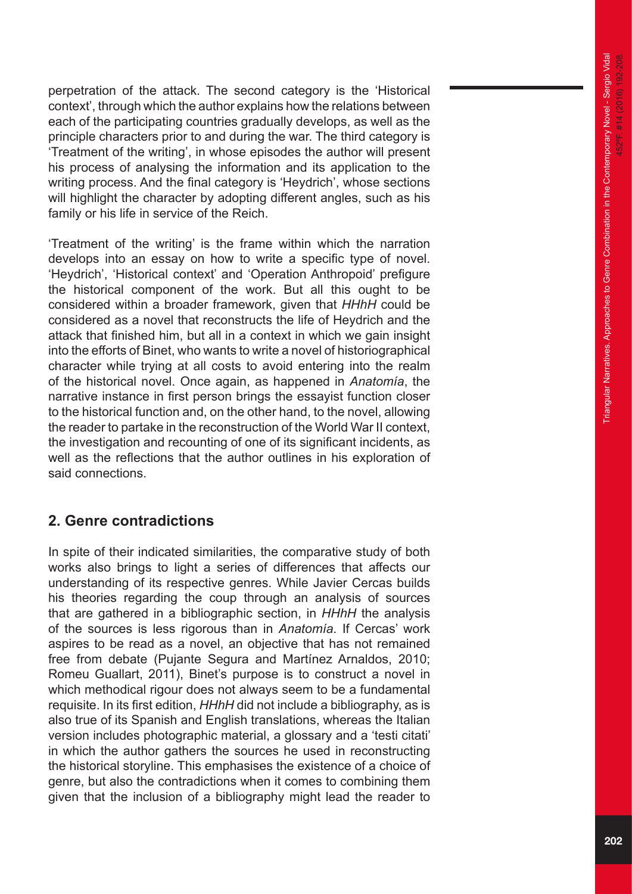perpetration of the attack. The second category is the 'Historical context', through which the author explains how the relations between each of the participating countries gradually develops, as well as the principle characters prior to and during the war. The third category is 'Treatment of the writing', in whose episodes the author will present his process of analysing the information and its application to the writing process. And the final category is 'Heydrich', whose sections will highlight the character by adopting different angles, such as his family or his life in service of the Reich.

'Treatment of the writing' is the frame within which the narration develops into an essay on how to write a specific type of novel. 'Heydrich', 'Historical context' and 'Operation Anthropoid' prefigure the historical component of the work. But all this ought to be considered within a broader framework, given that *HHhH* could be considered as a novel that reconstructs the life of Heydrich and the attack that finished him, but all in a context in which we gain insight into the efforts of Binet, who wants to write a novel of historiographical character while trying at all costs to avoid entering into the realm of the historical novel. Once again, as happened in *Anatomía*, the narrative instance in first person brings the essayist function closer to the historical function and, on the other hand, to the novel, allowing the reader to partake in the reconstruction of the World War II context, the investigation and recounting of one of its significant incidents, as well as the reflections that the author outlines in his exploration of said connections.

## 2. Genre contradictions

In spite of their indicated similarities, the comparative study of both works also brings to light a series of differences that affects our understanding of its respective genres. While Javier Cercas builds his theories regarding the coup through an analysis of sources that are gathered in a bibliographic section, in *HHhH* the analysis of the sources is less rigorous than in *Anatomía*. If Cercas' work aspires to be read as a novel, an objective that has not remained free from debate (Pujante Segura and Martínez Arnaldos, 2010; Romeu Guallart, 2011), Binet's purpose is to construct a novel in which methodical rigour does not always seem to be a fundamental requisite. In its first edition, *HHhH* did not include a bibliography, as is also true of its Spanish and English translations, whereas the Italian version includes photographic material, a glossary and a 'testi citati' in which the author gathers the sources he used in reconstructing the historical storyline. This emphasises the existence of a choice of genre, but also the contradictions when it comes to combining them given that the inclusion of a bibliography might lead the reader to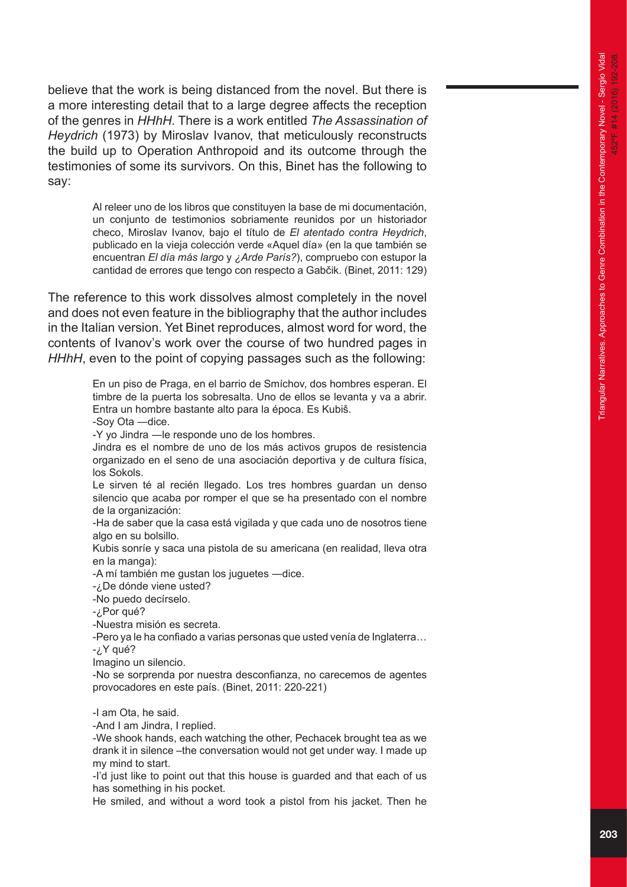believe that the work is being distanced from the novel. But there is a more interesting detail that to a large degree affects the reception of the genres in *HHhH*. There is a work entitled *The Assassination of Heydrich* (1973) by Miroslav Ivanov, that meticulously reconstructs the build up to Operation Anthropoid and its outcome through the testimonies of some its survivors. On this, Binet has the following to say:

> Al releer uno de los libros que constituyen la base de mi documentación, un conjunto de testimonios sobriamente reunidos por un historiador checo, Miroslav Ivanov, bajo el título de *El atentado contra Heydrich*, publicado en la vieja colección verde «Aquel día» (en la que también se encuentran *El día más largo* y *¿Arde París?*), compruebo con estupor la cantidad de errores que tengo con respecto a Gabčik. (Binet, 2011: 129)

The reference to this work dissolves almost completely in the novel and does not even feature in the bibliography that the author includes in the Italian version. Yet Binet reproduces, almost word for word, the contents of Ivanov's work over the course of two hundred pages in *HHhH*, even to the point of copying passages such as the following:

> En un piso de Praga, en el barrio de Smíchov, dos hombres esperan. El timbre de la puerta los sobresalta. Uno de ellos se levanta y va a abrir. Entra un hombre bastante alto para la época. Es Kubiš.
>
> -Soy Ota —dice.
>
> -Y yo Jindra —le responde uno de los hombres.
>
> Jindra es el nombre de uno de los más activos grupos de resistencia organizado en el seno de una asociación deportiva y de cultura física, los Sokols.
>
> Le sirven té al recién llegado. Los tres hombres guardan un denso silencio que acaba por romper el que se ha presentado con el nombre de la organización:
>
> -Ha de saber que la casa está vigilada y que cada uno de nosotros tiene algo en su bolsillo.
>
> Kubis sonríe y saca una pistola de su americana (en realidad, lleva otra en la manga):
>
> -A mí también me gustan los juguetes —dice.
>
> -¿De dónde viene usted?
>
> -No puedo decírselo.
>
> -¿Por qué?
>
> -Nuestra misión es secreta.
>
> -Pero ya le ha confiado a varias personas que usted venía de Inglaterra…
>
> -¿Y qué?
>
> Imagino un silencio.
>
> -No se sorprenda por nuestra desconfianza, no carecemos de agentes provocadores en este país. (Binet, 2011: 220-221)

> -I am Ota, he said.
>
> -And I am Jindra, I replied.
>
> -We shook hands, each watching the other, Pechacek brought tea as we drank it in silence –the conversation would not get under way. I made up my mind to start.
>
> -I'd just like to point out that this house is guarded and that each of us has something in his pocket.
>
> He smiled, and without a word took a pistol from his jacket. Then he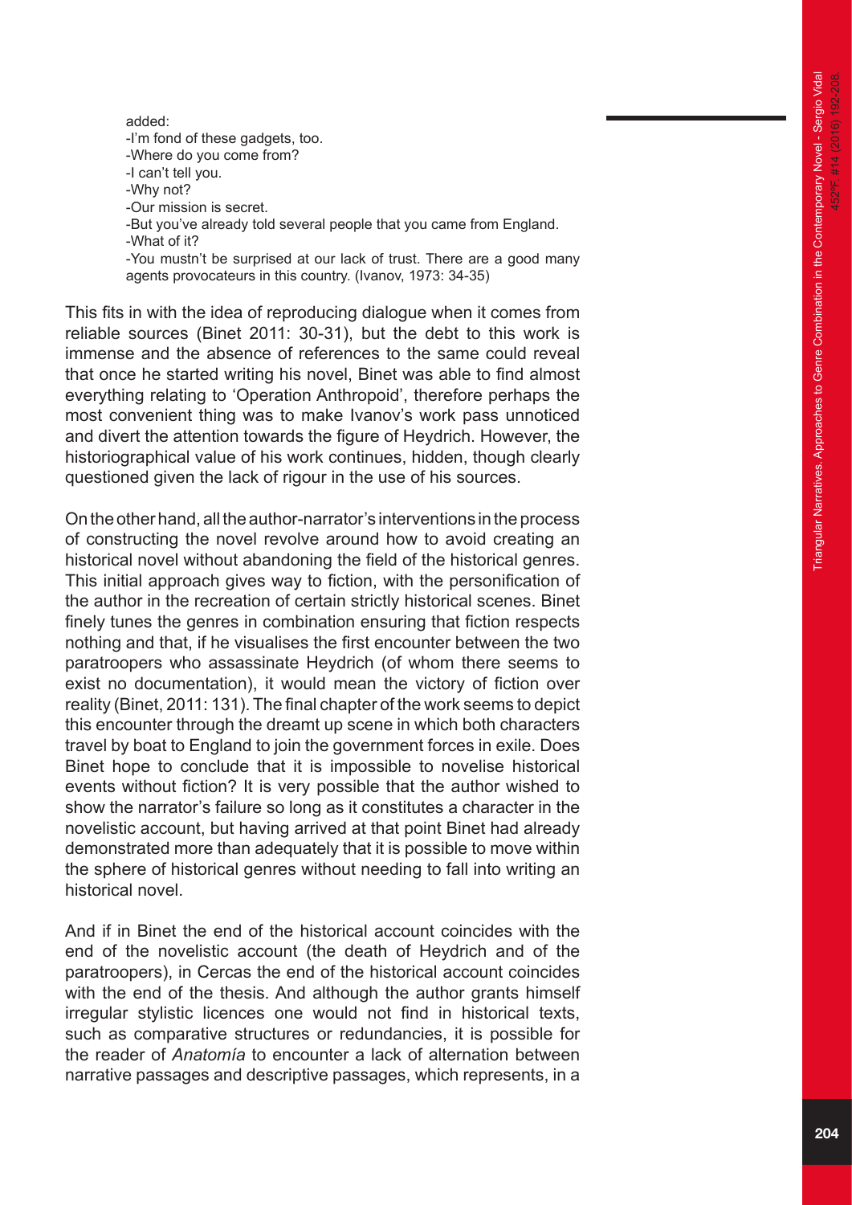added:
-I'm fond of these gadgets, too.
-Where do you come from?
-I can't tell you.
-Why not?
-Our mission is secret.
-But you've already told several people that you came from England.
-What of it?
-You mustn't be surprised at our lack of trust. There are a good many agents provocateurs in this country. (Ivanov, 1973: 34-35)

This fits in with the idea of reproducing dialogue when it comes from reliable sources (Binet 2011: 30-31), but the debt to this work is immense and the absence of references to the same could reveal that once he started writing his novel, Binet was able to find almost everything relating to 'Operation Anthropoid', therefore perhaps the most convenient thing was to make Ivanov's work pass unnoticed and divert the attention towards the figure of Heydrich. However, the historiographical value of his work continues, hidden, though clearly questioned given the lack of rigour in the use of his sources.

On the other hand, all the author-narrator's interventions in the process of constructing the novel revolve around how to avoid creating an historical novel without abandoning the field of the historical genres. This initial approach gives way to fiction, with the personification of the author in the recreation of certain strictly historical scenes. Binet finely tunes the genres in combination ensuring that fiction respects nothing and that, if he visualises the first encounter between the two paratroopers who assassinate Heydrich (of whom there seems to exist no documentation), it would mean the victory of fiction over reality (Binet, 2011: 131). The final chapter of the work seems to depict this encounter through the dreamt up scene in which both characters travel by boat to England to join the government forces in exile. Does Binet hope to conclude that it is impossible to novelise historical events without fiction? It is very possible that the author wished to show the narrator's failure so long as it constitutes a character in the novelistic account, but having arrived at that point Binet had already demonstrated more than adequately that it is possible to move within the sphere of historical genres without needing to fall into writing an historical novel.

And if in Binet the end of the historical account coincides with the end of the novelistic account (the death of Heydrich and of the paratroopers), in Cercas the end of the historical account coincides with the end of the thesis. And although the author grants himself irregular stylistic licences one would not find in historical texts, such as comparative structures or redundancies, it is possible for the reader of *Anatomía* to encounter a lack of alternation between narrative passages and descriptive passages, which represents, in a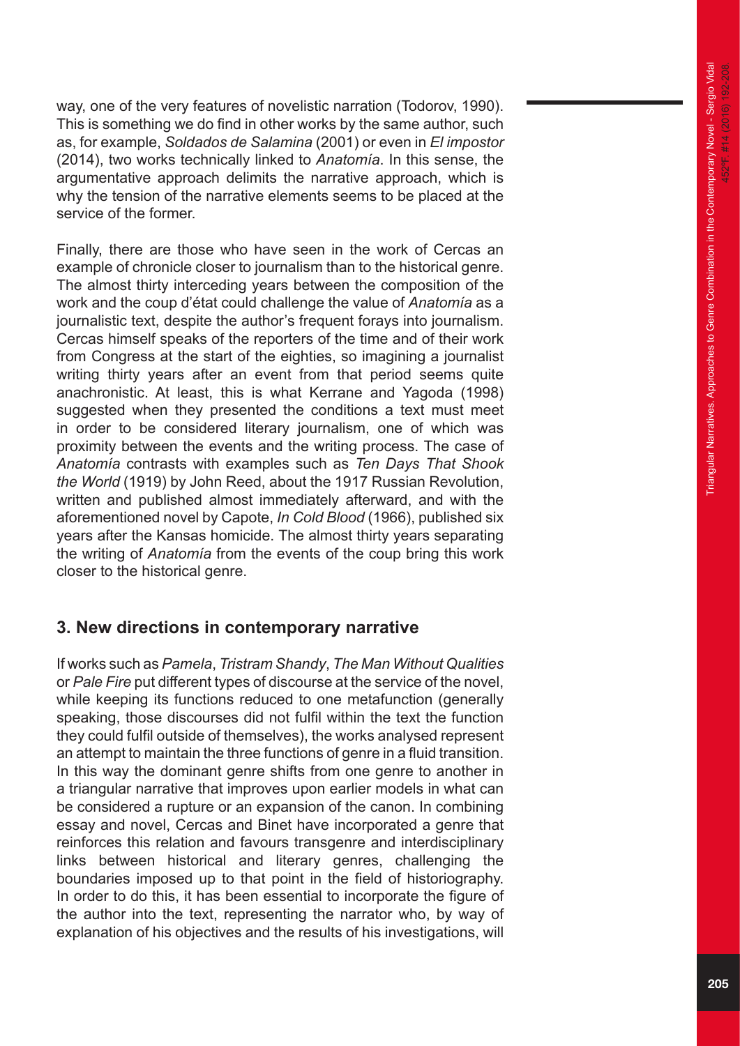way, one of the very features of novelistic narration (Todorov, 1990). This is something we do find in other works by the same author, such as, for example, *Soldados de Salamina* (2001) or even in *El impostor* (2014), two works technically linked to *Anatomía*. In this sense, the argumentative approach delimits the narrative approach, which is why the tension of the narrative elements seems to be placed at the service of the former.

Finally, there are those who have seen in the work of Cercas an example of chronicle closer to journalism than to the historical genre. The almost thirty interceding years between the composition of the work and the coup d'état could challenge the value of *Anatomía* as a journalistic text, despite the author's frequent forays into journalism. Cercas himself speaks of the reporters of the time and of their work from Congress at the start of the eighties, so imagining a journalist writing thirty years after an event from that period seems quite anachronistic. At least, this is what Kerrane and Yagoda (1998) suggested when they presented the conditions a text must meet in order to be considered literary journalism, one of which was proximity between the events and the writing process. The case of *Anatomía* contrasts with examples such as *Ten Days That Shook the World* (1919) by John Reed, about the 1917 Russian Revolution, written and published almost immediately afterward, and with the aforementioned novel by Capote, *In Cold Blood* (1966), published six years after the Kansas homicide. The almost thirty years separating the writing of *Anatomía* from the events of the coup bring this work closer to the historical genre.

## 3. New directions in contemporary narrative

If works such as *Pamela*, *Tristram Shandy*, *The Man Without Qualities* or *Pale Fire* put different types of discourse at the service of the novel, while keeping its functions reduced to one metafunction (generally speaking, those discourses did not fulfil within the text the function they could fulfil outside of themselves), the works analysed represent an attempt to maintain the three functions of genre in a fluid transition. In this way the dominant genre shifts from one genre to another in a triangular narrative that improves upon earlier models in what can be considered a rupture or an expansion of the canon. In combining essay and novel, Cercas and Binet have incorporated a genre that reinforces this relation and favours transgenre and interdisciplinary links between historical and literary genres, challenging the boundaries imposed up to that point in the field of historiography. In order to do this, it has been essential to incorporate the figure of the author into the text, representing the narrator who, by way of explanation of his objectives and the results of his investigations, will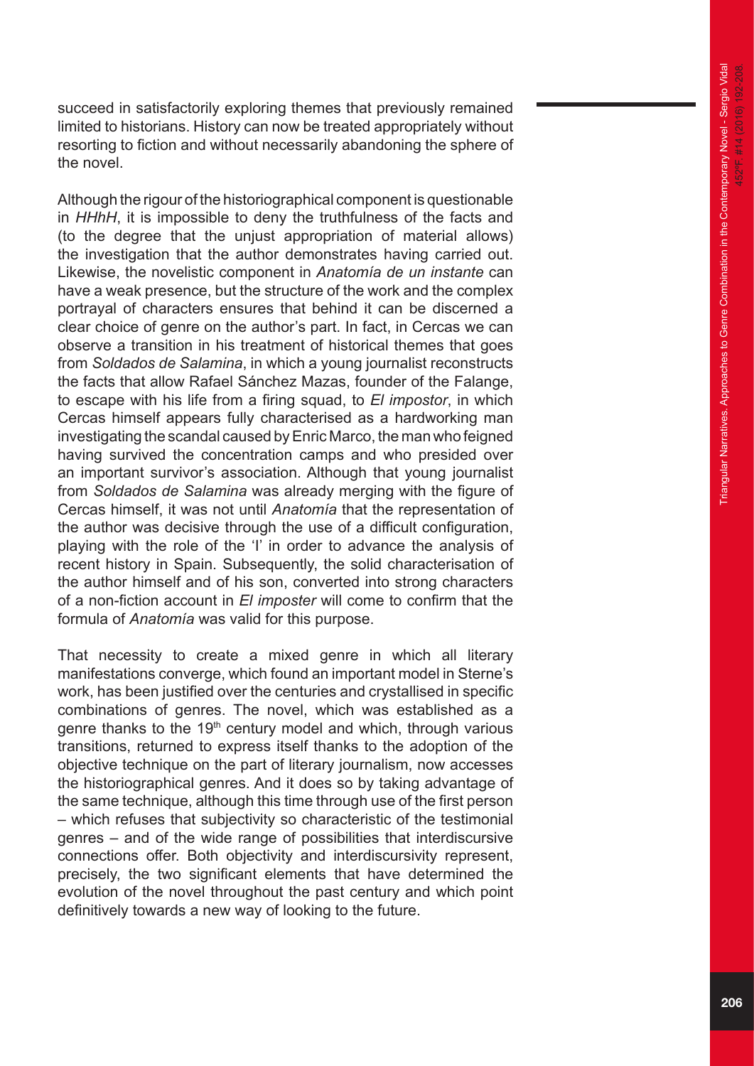succeed in satisfactorily exploring themes that previously remained limited to historians. History can now be treated appropriately without resorting to fiction and without necessarily abandoning the sphere of the novel.

Although the rigour of the historiographical component is questionable in *HHhH*, it is impossible to deny the truthfulness of the facts and (to the degree that the unjust appropriation of material allows) the investigation that the author demonstrates having carried out. Likewise, the novelistic component in *Anatomía de un instante* can have a weak presence, but the structure of the work and the complex portrayal of characters ensures that behind it can be discerned a clear choice of genre on the author's part. In fact, in Cercas we can observe a transition in his treatment of historical themes that goes from *Soldados de Salamina*, in which a young journalist reconstructs the facts that allow Rafael Sánchez Mazas, founder of the Falange, to escape with his life from a firing squad, to *El impostor*, in which Cercas himself appears fully characterised as a hardworking man investigating the scandal caused by Enric Marco, the man who feigned having survived the concentration camps and who presided over an important survivor's association. Although that young journalist from *Soldados de Salamina* was already merging with the figure of Cercas himself, it was not until *Anatomía* that the representation of the author was decisive through the use of a difficult configuration, playing with the role of the 'I' in order to advance the analysis of recent history in Spain. Subsequently, the solid characterisation of the author himself and of his son, converted into strong characters of a non-fiction account in *El imposter* will come to confirm that the formula of *Anatomía* was valid for this purpose.

That necessity to create a mixed genre in which all literary manifestations converge, which found an important model in Sterne's work, has been justified over the centuries and crystallised in specific combinations of genres. The novel, which was established as a genre thanks to the 19th century model and which, through various transitions, returned to express itself thanks to the adoption of the objective technique on the part of literary journalism, now accesses the historiographical genres. And it does so by taking advantage of the same technique, although this time through use of the first person – which refuses that subjectivity so characteristic of the testimonial genres – and of the wide range of possibilities that interdiscursive connections offer. Both objectivity and interdiscursivity represent, precisely, the two significant elements that have determined the evolution of the novel throughout the past century and which point definitively towards a new way of looking to the future.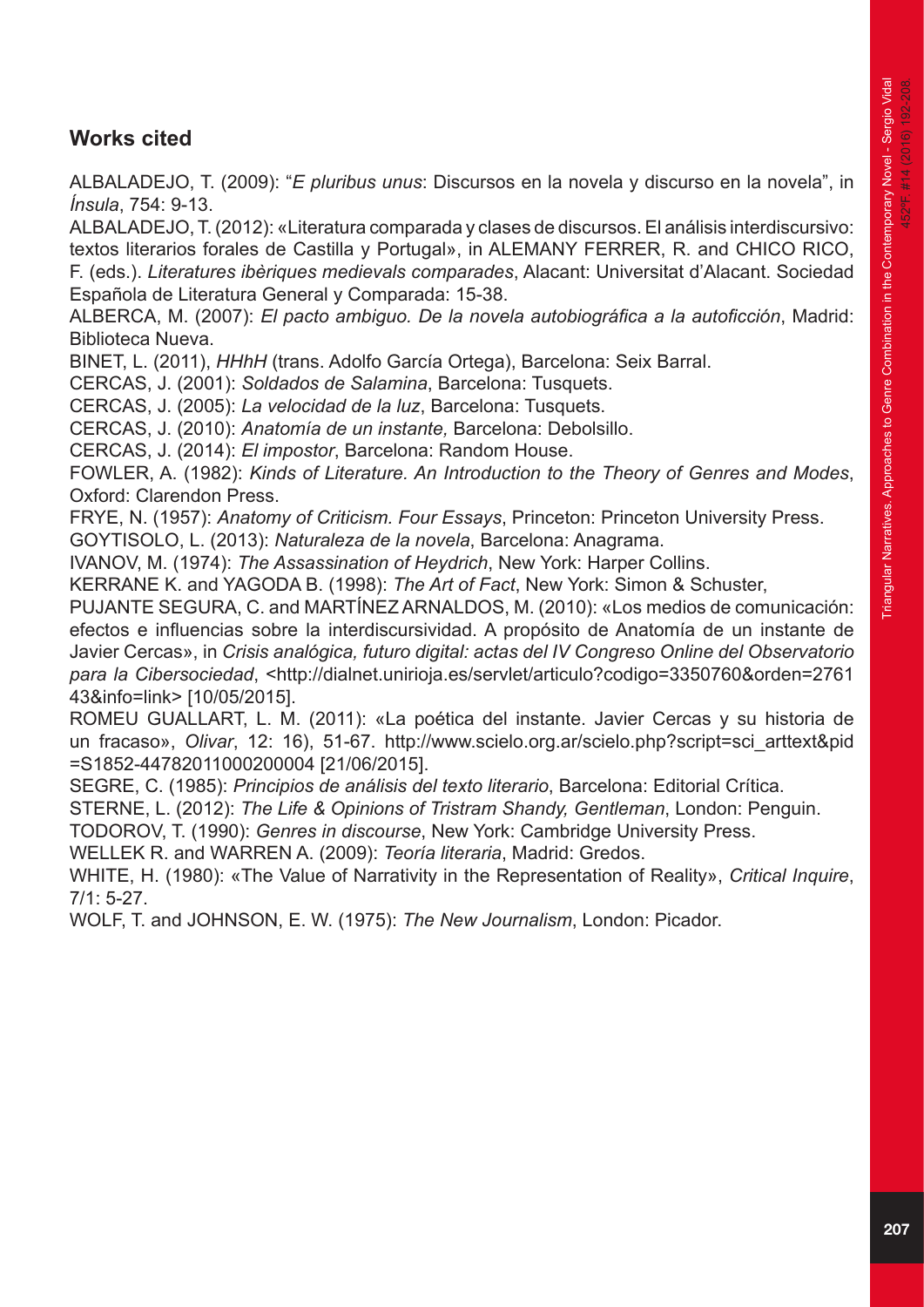## Works cited

ALBALADEJO, T. (2009): "*E pluribus unus*: Discursos en la novela y discurso en la novela", in *Ínsula*, 754: 9-13.

ALBALADEJO, T. (2012): «Literatura comparada y clases de discursos. El análisis interdiscursivo: textos literarios forales de Castilla y Portugal», in ALEMANY FERRER, R. and CHICO RICO, F. (eds.). *Literatures ibèriques medievals comparades*, Alacant: Universitat d'Alacant. Sociedad Española de Literatura General y Comparada: 15-38.

ALBERCA, M. (2007): *El pacto ambiguo. De la novela autobiográfica a la autoficción*, Madrid: Biblioteca Nueva.

BINET, L. (2011), *HHhH* (trans. Adolfo García Ortega), Barcelona: Seix Barral.

CERCAS, J. (2001): *Soldados de Salamina*, Barcelona: Tusquets.

CERCAS, J. (2005): *La velocidad de la luz*, Barcelona: Tusquets.

CERCAS, J. (2010): *Anatomía de un instante,* Barcelona: Debolsillo.

CERCAS, J. (2014): *El impostor*, Barcelona: Random House.

FOWLER, A. (1982): *Kinds of Literature. An Introduction to the Theory of Genres and Modes*, Oxford: Clarendon Press.

FRYE, N. (1957): *Anatomy of Criticism. Four Essays*, Princeton: Princeton University Press.

GOYTISOLO, L. (2013): *Naturaleza de la novela*, Barcelona: Anagrama.

IVANOV, M. (1974): *The Assassination of Heydrich*, New York: Harper Collins.

KERRANE K. and YAGODA B. (1998): *The Art of Fact*, New York: Simon & Schuster,

PUJANTE SEGURA, C. and MARTÍNEZ ARNALDOS, M. (2010): «Los medios de comunicación: efectos e influencias sobre la interdiscursividad. A propósito de Anatomía de un instante de Javier Cercas», in *Crisis analógica, futuro digital: actas del IV Congreso Online del Observatorio para la Cibersociedad*, <http://dialnet.unirioja.es/servlet/articulo?codigo=3350760&orden=276143&info=link> [10/05/2015].

ROMEU GUALLART, L. M. (2011): «La poética del instante. Javier Cercas y su historia de un fracaso», *Olivar*, 12: 16), 51-67. http://www.scielo.org.ar/scielo.php?script=sci_arttext&pid=S1852-44782011000200004 [21/06/2015].

SEGRE, C. (1985): *Principios de análisis del texto literario*, Barcelona: Editorial Crítica.

STERNE, L. (2012): *The Life & Opinions of Tristram Shandy, Gentleman*, London: Penguin.

TODOROV, T. (1990): *Genres in discourse*, New York: Cambridge University Press.

WELLEK R. and WARREN A. (2009): *Teoría literaria*, Madrid: Gredos.

WHITE, H. (1980): «The Value of Narrativity in the Representation of Reality», *Critical Inquire*, 7/1: 5-27.

WOLF, T. and JOHNSON, E. W. (1975): *The New Journalism*, London: Picador.